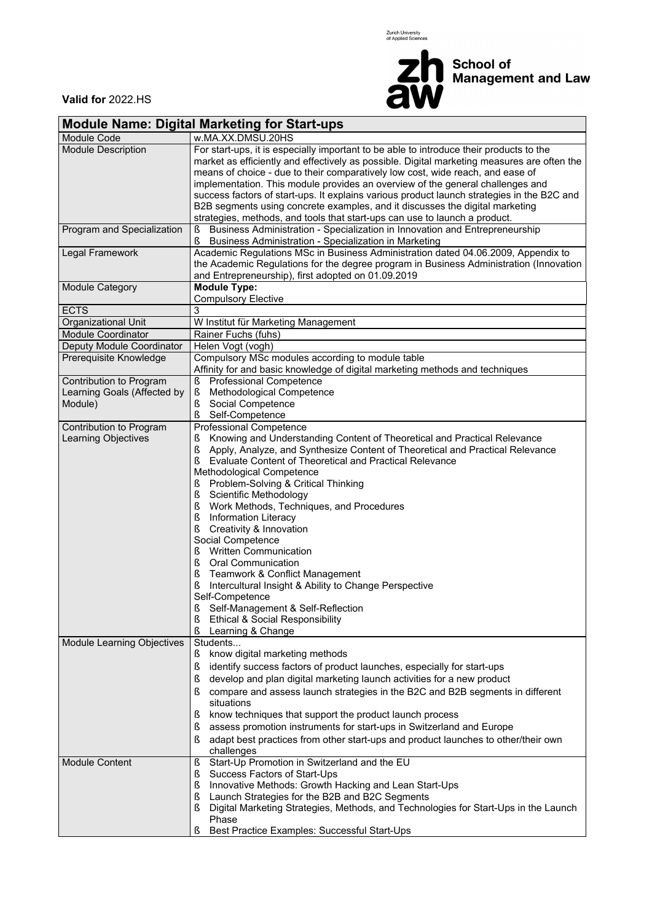Zurich University of Applied Sciences

**zh aw** School of Management and Law

**Valid for** 2022.HS

| **Module Name: Digital Marketing for Start-ups** | |
|---|---|
| Module Code | w.MA.XX.DMSU.20HS |
| Module Description | For start-ups, it is especially important to be able to introduce their products to the market as efficiently and effectively as possible. Digital marketing measures are often the means of choice - due to their comparatively low cost, wide reach, and ease of implementation. This module provides an overview of the general challenges and success factors of start-ups. It explains various product launch strategies in the B2C and B2B segments using concrete examples, and it discusses the digital marketing strategies, methods, and tools that start-ups can use to launch a product. |
| Program and Specialization | ß Business Administration - Specialization in Innovation and Entrepreneurship<br>ß Business Administration - Specialization in Marketing |
| Legal Framework | Academic Regulations MSc in Business Administration dated 04.06.2009, Appendix to the Academic Regulations for the degree program in Business Administration (Innovation and Entrepreneurship), first adopted on 01.09.2019 |
| Module Category | **Module Type:**<br>Compulsory Elective |
| ECTS | 3 |
| Organizational Unit | W Institut für Marketing Management |
| Module Coordinator | Rainer Fuchs (fuhs) |
| Deputy Module Coordinator | Helen Vogt (vogh) |
| Prerequisite Knowledge | Compulsory MSc modules according to module table<br>Affinity for and basic knowledge of digital marketing methods and techniques |
| Contribution to Program Learning Goals (Affected by Module) | ß Professional Competence<br>ß Methodological Competence<br>ß Social Competence<br>ß Self-Competence |
| Contribution to Program Learning Objectives | Professional Competence<br>ß Knowing and Understanding Content of Theoretical and Practical Relevance<br>ß Apply, Analyze, and Synthesize Content of Theoretical and Practical Relevance<br>ß Evaluate Content of Theoretical and Practical Relevance<br>Methodological Competence<br>ß Problem-Solving & Critical Thinking<br>ß Scientific Methodology<br>ß Work Methods, Techniques, and Procedures<br>ß Information Literacy<br>ß Creativity & Innovation<br>Social Competence<br>ß Written Communication<br>ß Oral Communication<br>ß Teamwork & Conflict Management<br>ß Intercultural Insight & Ability to Change Perspective<br>Self-Competence<br>ß Self-Management & Self-Reflection<br>ß Ethical & Social Responsibility<br>ß Learning & Change |
| Module Learning Objectives | Students...<br>ß know digital marketing methods<br>ß identify success factors of product launches, especially for start-ups<br>ß develop and plan digital marketing launch activities for a new product<br>ß compare and assess launch strategies in the B2C and B2B segments in different situations<br>ß know techniques that support the product launch process<br>ß assess promotion instruments for start-ups in Switzerland and Europe<br>ß adapt best practices from other start-ups and product launches to other/their own challenges |
| Module Content | ß Start-Up Promotion in Switzerland and the EU<br>ß Success Factors of Start-Ups<br>ß Innovative Methods: Growth Hacking and Lean Start-Ups<br>ß Launch Strategies for the B2B and B2C Segments<br>ß Digital Marketing Strategies, Methods, and Technologies for Start-Ups in the Launch Phase<br>ß Best Practice Examples: Successful Start-Ups |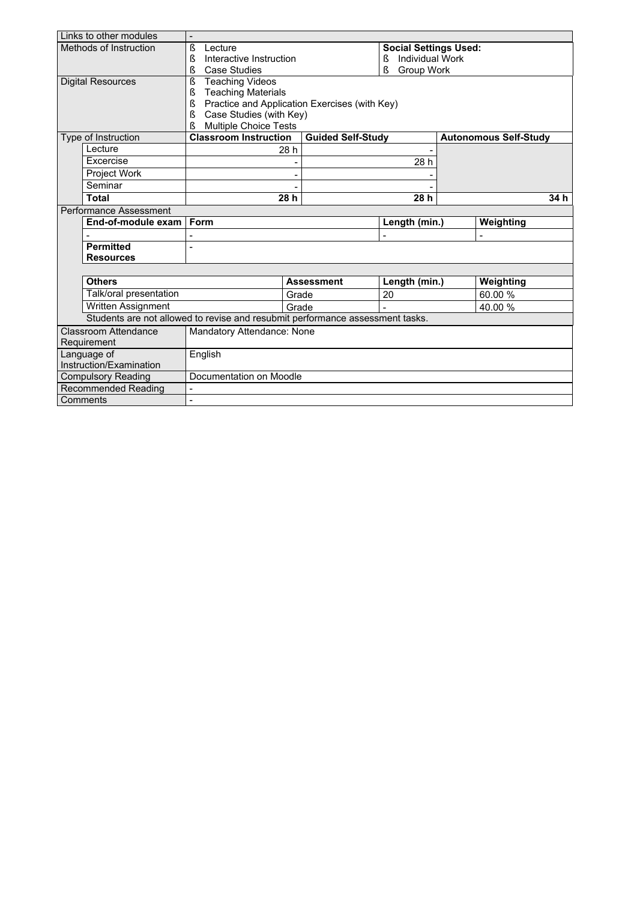| | | | | | |
|---|---|---|---|---|---|
| Links to other modules | - | | | | |
| Methods of Instruction | ß Lecture<br>ß Interactive Instruction<br>ß Case Studies | | **Social Settings Used:**<br>ß Individual Work<br>ß Group Work | | |
| Digital Resources | ß Teaching Videos<br>ß Teaching Materials<br>ß Practice and Application Exercises (with Key)<br>ß Case Studies (with Key)<br>ß Multiple Choice Tests | | | | |

| Type of Instruction | Classroom Instruction | Guided Self-Study | Autonomous Self-Study |
|---|---|---|---|
| Lecture | 28 h | - | |
| Excercise | - | 28 h | |
| Project Work | - | - | |
| Seminar | - | - | |
| **Total** | **28 h** | **28 h** | **34 h** |

**Performance Assessment**

| End-of-module exam | Form | Length (min.) | Weighting |
|---|---|---|---|
| - | - | - | - |
| **Permitted Resources** | - | | |

| Others | Assessment | Length (min.) | Weighting |
|---|---|---|---|
| Talk/oral presentation | Grade | 20 | 60.00 % |
| Written Assignment | Grade | - | 40.00 % |

Students are not allowed to revise and resubmit performance assessment tasks.

| | |
|---|---|
| Classroom Attendance Requirement | Mandatory Attendance: None |
| Language of Instruction/Examination | English |
| Compulsory Reading | Documentation on Moodle |
| Recommended Reading | - |
| Comments | - |